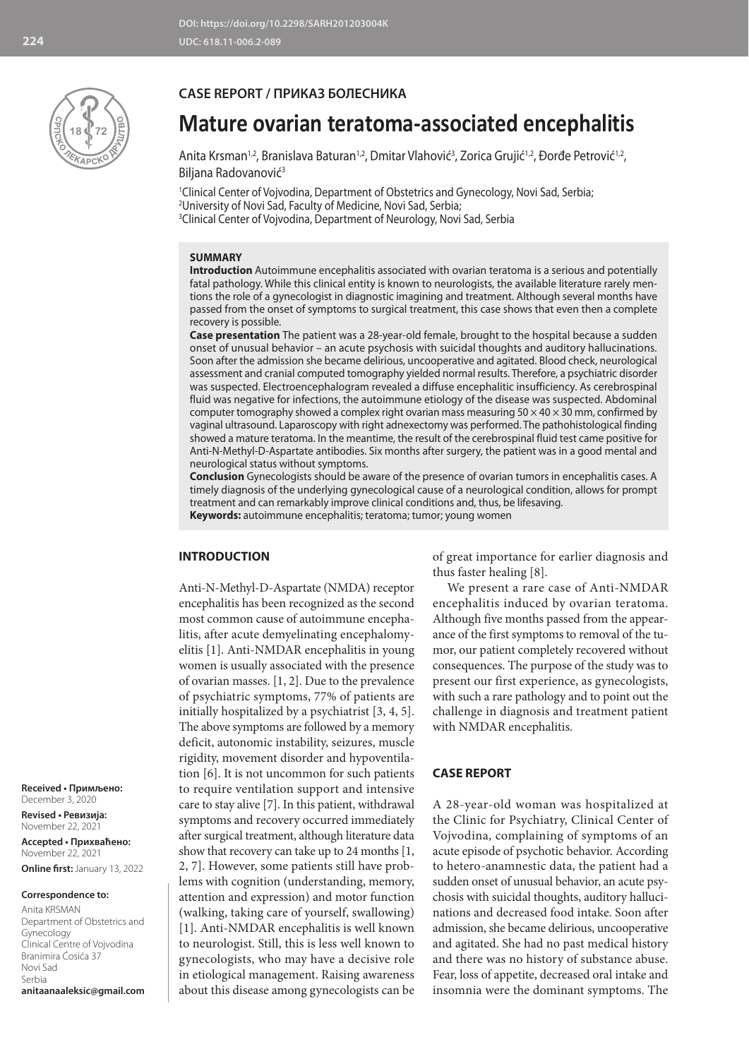## CASE REPORT / ПРИКАЗ БОЛЕСНИКА

# Mature ovarian teratoma-associated encephalitis

Anita Krsman[1,2], Branislava Baturan[1,2], Dmitar Vlahović[3], Zorica Grujić[1,2], Đorđe Petrović[1,2], Biljana Radovanović[3]

[1]Clinical Center of Vojvodina, Department of Obstetrics and Gynecology, Novi Sad, Serbia;
[2]University of Novi Sad, Faculty of Medicine, Novi Sad, Serbia;
[3]Clinical Center of Vojvodina, Department of Neurology, Novi Sad, Serbia

### SUMMARY

**Introduction** Autoimmune encephalitis associated with ovarian teratoma is a serious and potentially fatal pathology. While this clinical entity is known to neurologists, the available literature rarely mentions the role of a gynecologist in diagnostic imagining and treatment. Although several months have passed from the onset of symptoms to surgical treatment, this case shows that even then a complete recovery is possible.

**Case presentation** The patient was a 28-year-old female, brought to the hospital because a sudden onset of unusual behavior – an acute psychosis with suicidal thoughts and auditory hallucinations. Soon after the admission she became delirious, uncooperative and agitated. Blood check, neurological assessment and cranial computed tomography yielded normal results. Therefore, a psychiatric disorder was suspected. Electroencephalogram revealed a diffuse encephalic insufficiency. As cerebrospinal fluid was negative for infections, the autoimmune etiology of the disease was suspected. Abdominal computer tomography showed a complex right ovarian mass measuring 50 × 40 × 30 mm, confirmed by vaginal ultrasound. Laparoscopy with right adnexectomy was performed. The pathohistological finding showed a mature teratoma. In the meantime, the result of the cerebrospinal fluid test came positive for Anti-N-Methyl-D-Aspartate antibodies. Six months after surgery, the patient was in a good mental and neurological status without symptoms.

**Conclusion** Gynecologists should be aware of the presence of ovarian tumors in encephalitis cases. A timely diagnosis of the underlying gynecological cause of a neurological condition, allows for prompt treatment and can remarkably improve clinical conditions and, thus, be lifesaving.

**Keywords:** autoimmune encephalitis; teratoma; tumor; young women

## INTRODUCTION

Anti-N-Methyl-D-Aspartate (NMDA) receptor encephalitis has been recognized as the second most common cause of autoimmune encephalitis, after acute demyelinating encephalomyelitis [1]. Anti-NMDAR encephalitis in young women is usually associated with the presence of ovarian masses. [1, 2]. Due to the prevalence of psychiatric symptoms, 77% of patients are initially hospitalized by a psychiatrist [3, 4, 5]. The above symptoms are followed by a memory deficit, autonomic instability, seizures, muscle rigidity, movement disorder and hypoventilation [6]. It is not uncommon for such patients to require ventilation support and intensive care to stay alive [7]. In this patient, withdrawal symptoms and recovery occurred immediately after surgical treatment, although literature data show that recovery can take up to 24 months [1, 2, 7]. However, some patients still have problems with cognition (understanding, memory, attention and expression) and motor function (walking, taking care of yourself, swallowing) [1]. Anti-NMDAR encephalitis is well known to neurologist. Still, this is less well known to gynecologists, who may have a decisive role in etiological management. Raising awareness about this disease among gynecologists can be of great importance for earlier diagnosis and thus faster healing [8].

We present a rare case of Anti-NMDAR encephalitis induced by ovarian teratoma. Although five months passed from the appearance of the first symptoms to removal of the tumor, our patient completely recovered without consequences. The purpose of the study was to present our first experience, as gynecologists, with such a rare pathology and to point out the challenge in diagnosis and treatment patient with NMDAR encephalitis.

## CASE REPORT

A 28-year-old woman was hospitalized at the Clinic for Psychiatry, Clinical Center of Vojvodina, complaining of symptoms of an acute episode of psychotic behavior. According to hetero-anamnestic data, the patient had a sudden onset of unusual behavior, an acute psychosis with suicidal thoughts, auditory hallucinations and decreased food intake. Soon after admission, she became delirious, uncooperative and agitated. She had no past medical history and there was no history of substance abuse. Fear, loss of appetite, decreased oral intake and insomnia were the dominant symptoms. The

**Received • Примљено:** December 3, 2020

**Revised • Ревизија:** November 22, 2021

**Accepted • Прихваћено:** November 22, 2021

**Online first:** January 13, 2022

**Correspondence to:**

Anita KRSMAN
Department of Obstetrics and Gynecology
Clinical Centre of Vojvodina
Branimira Ćosića 37
Novi Sad
Serbia
**anitaanaaleksic@gmail.com**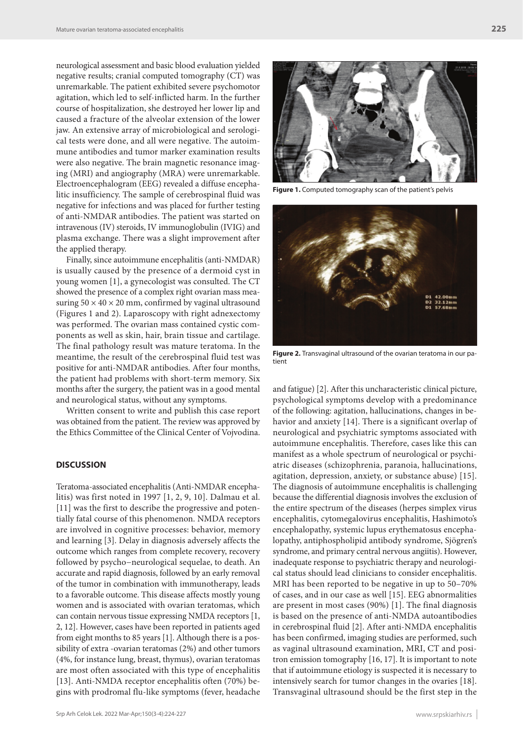neurological assessment and basic blood evaluation yielded negative results; cranial computed tomography (CT) was unremarkable. The patient exhibited severe psychomotor agitation, which led to self-inflicted harm. In the further course of hospitalization, she destroyed her lower lip and caused a fracture of the alveolar extension of the lower jaw. An extensive array of microbiological and serological tests were done, and all were negative. The autoimmune antibodies and tumor marker examination results were also negative. The brain magnetic resonance imaging (MRI) and angiography (MRA) were unremarkable. Electroencephalogram (EEG) revealed a diffuse encephalitic insufficiency. The sample of cerebrospinal fluid was negative for infections and was placed for further testing of anti-NMDAR antibodies. The patient was started on intravenous (IV) steroids, IV immunoglobulin (IVIG) and plasma exchange. There was a slight improvement after the applied therapy.

Finally, since autoimmune encephalitis (anti-NMDAR) is usually caused by the presence of a dermoid cyst in young women [1], a gynecologist was consulted. The CT showed the presence of a complex right ovarian mass measuring 50 × 40 × 20 mm, confirmed by vaginal ultrasound (Figures 1 and 2). Laparoscopy with right adnexectomy was performed. The ovarian mass contained cystic components as well as skin, hair, brain tissue and cartilage. The final pathology result was mature teratoma. In the meantime, the result of the cerebrospinal fluid test was positive for anti-NMDAR antibodies. After four months, the patient had problems with short-term memory. Six months after the surgery, the patient was in a good mental and neurological status, without any symptoms.

Written consent to write and publish this case report was obtained from the patient. The review was approved by the Ethics Committee of the Clinical Center of Vojvodina.

**Figure 1.** Computed tomography scan of the patient's pelvis

**Figure 2.** Transvaginal ultrasound of the ovarian teratoma in our patient

## DISCUSSION

Teratoma-associated encephalitis (Anti-NMDAR encephalitis) was first noted in 1997 [1, 2, 9, 10]. Dalmau et al. [11] was the first to describe the progressive and potentially fatal course of this phenomenon. NMDA receptors are involved in cognitive processes: behavior, memory and learning [3]. Delay in diagnosis adversely affects the outcome which ranges from complete recovery, recovery followed by psycho–neurological sequelae, to death. An accurate and rapid diagnosis, followed by an early removal of the tumor in combination with immunotherapy, leads to a favorable outcome. This disease affects mostly young women and is associated with ovarian teratomas, which can contain nervous tissue expressing NMDA receptors [1, 2, 12]. However, cases have been reported in patients aged from eight months to 85 years [1]. Although there is a possibility of extra -ovarian teratomas (2%) and other tumors (4%, for instance lung, breast, thymus), ovarian teratomas are most often associated with this type of encephalitis [13]. Anti-NMDA receptor encephalitis often (70%) begins with prodromal flu-like symptoms (fever, headache and fatigue) [2]. After this uncharacteristic clinical picture, psychological symptoms develop with a predominance of the following: agitation, hallucinations, changes in behavior and anxiety [14]. There is a significant overlap of neurological and psychiatric symptoms associated with autoimmune encephalitis. Therefore, cases like this can manifest as a whole spectrum of neurological or psychiatric diseases (schizophrenia, paranoia, hallucinations, agitation, depression, anxiety, or substance abuse) [15]. The diagnosis of autoimmune encephalitis is challenging because the differential diagnosis involves the exclusion of the entire spectrum of the diseases (herpes simplex virus encephalitis, cytomegalovirus encephalitis, Hashimoto's encephalopathy, systemic lupus erythematosus encephalopathy, antiphospholipid antibody syndrome, Sjögren's syndrome, and primary central nervous angiitis). However, inadequate response to psychiatric therapy and neurological status should lead clinicians to consider encephalitis. MRI has been reported to be negative in up to 50–70% of cases, and in our case as well [15]. EEG abnormalities are present in most cases (90%) [1]. The final diagnosis is based on the presence of anti-NMDA autoantibodies in cerebrospinal fluid [2]. After anti-NMDA encephalitis has been confirmed, imaging studies are performed, such as vaginal ultrasound examination, MRI, CT and positron emission tomography [16, 17]. It is important to note that if autoimmune etiology is suspected it is necessary to intensively search for tumor changes in the ovaries [18]. Transvaginal ultrasound should be the first step in the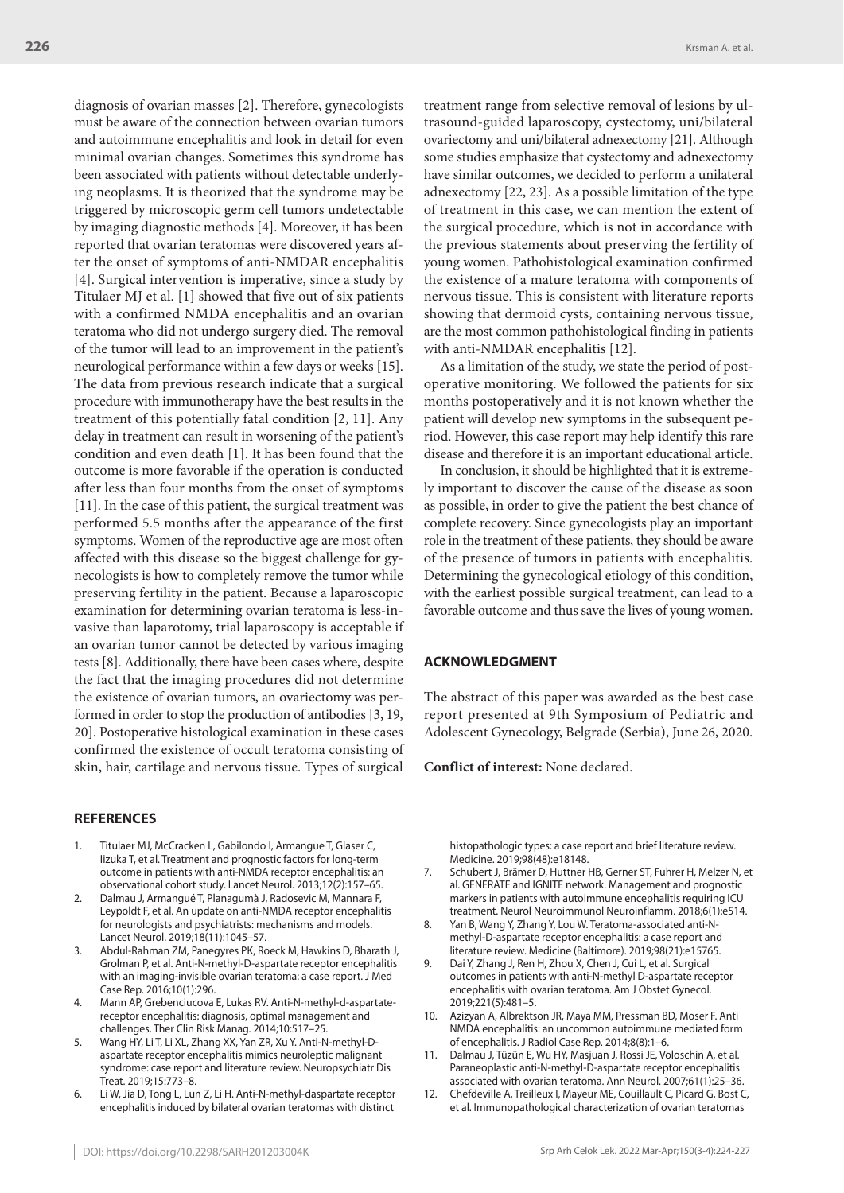diagnosis of ovarian masses [2]. Therefore, gynecologists must be aware of the connection between ovarian tumors and autoimmune encephalitis and look in detail for even minimal ovarian changes. Sometimes this syndrome has been associated with patients without detectable underlying neoplasms. It is theorized that the syndrome may be triggered by microscopic germ cell tumors undetectable by imaging diagnostic methods [4]. Moreover, it has been reported that ovarian teratomas were discovered years after the onset of symptoms of anti-NMDAR encephalitis [4]. Surgical intervention is imperative, since a study by Titulaer MJ et al. [1] showed that five out of six patients with a confirmed NMDA encephalitis and an ovarian teratoma who did not undergo surgery died. The removal of the tumor will lead to an improvement in the patient's neurological performance within a few days or weeks [15]. The data from previous research indicate that a surgical procedure with immunotherapy have the best results in the treatment of this potentially fatal condition [2, 11]. Any delay in treatment can result in worsening of the patient's condition and even death [1]. It has been found that the outcome is more favorable if the operation is conducted after less than four months from the onset of symptoms [11]. In the case of this patient, the surgical treatment was performed 5.5 months after the appearance of the first symptoms. Women of the reproductive age are most often affected with this disease so the biggest challenge for gynecologists is how to completely remove the tumor while preserving fertility in the patient. Because a laparoscopic examination for determining ovarian teratoma is less-invasive than laparotomy, trial laparoscopy is acceptable if an ovarian tumor cannot be detected by various imaging tests [8]. Additionally, there have been cases where, despite the fact that the imaging procedures did not determine the existence of ovarian tumors, an ovariectomy was performed in order to stop the production of antibodies [3, 19, 20]. Postoperative histological examination in these cases confirmed the existence of occult teratoma consisting of skin, hair, cartilage and nervous tissue. Types of surgical treatment range from selective removal of lesions by ultrasound-guided laparoscopy, cystectomy, uni/bilateral ovariectomy and uni/bilateral adnexectomy [21]. Although some studies emphasize that cystectomy and adnexectomy have similar outcomes, we decided to perform a unilateral adnexectomy [22, 23]. As a possible limitation of the type of treatment in this case, we can mention the extent of the surgical procedure, which is not in accordance with the previous statements about preserving the fertility of young women. Pathohistological examination confirmed the existence of a mature teratoma with components of nervous tissue. This is consistent with literature reports showing that dermoid cysts, containing nervous tissue, are the most common pathohistological finding in patients with anti-NMDAR encephalitis [12].

As a limitation of the study, we state the period of postoperative monitoring. We followed the patients for six months postoperatively and it is not known whether the patient will develop new symptoms in the subsequent period. However, this case report may help identify this rare disease and therefore it is an important educational article.

In conclusion, it should be highlighted that it is extremely important to discover the cause of the disease as soon as possible, in order to give the patient the best chance of complete recovery. Since gynecologists play an important role in the treatment of these patients, they should be aware of the presence of tumors in patients with encephalitis. Determining the gynecological etiology of this condition, with the earliest possible surgical treatment, can lead to a favorable outcome and thus save the lives of young women.

## ACKNOWLEDGMENT

The abstract of this paper was awarded as the best case report presented at 9th Symposium of Pediatric and Adolescent Gynecology, Belgrade (Serbia), June 26, 2020.

**Conflict of interest:** None declared.

## REFERENCES

1. Titulaer MJ, McCracken L, Gabilondo I, Armangue T, Glaser C, Iizuka T, et al. Treatment and prognostic factors for long-term outcome in patients with anti-NMDA receptor encephalitis: an observational cohort study. Lancet Neurol. 2013;12(2):157–65.
2. Dalmau J, Armangué T, Planagumà J, Radosevic M, Mannara F, Leypoldt F, et al. An update on anti-NMDA receptor encephalitis for neurologists and psychiatrists: mechanisms and models. Lancet Neurol. 2019;18(11):1045–57.
3. Abdul-Rahman ZM, Panegyres PK, Roeck M, Hawkins D, Bharath J, Grolman P, et al. Anti-N-methyl-D-aspartate receptor encephalitis with an imaging-invisible ovarian teratoma: a case report. J Med Case Rep. 2016;10(1):296.
4. Mann AP, Grebenciucova E, Lukas RV. Anti-N-methyl-d-aspartate-receptor encephalitis: diagnosis, optimal management and challenges. Ther Clin Risk Manag. 2014;10:517–25.
5. Wang HY, Li T, Li XL, Zhang XX, Yan ZR, Xu Y. Anti-N-methyl-D-aspartate receptor encephalitis mimics neuroleptic malignant syndrome: case report and literature review. Neuropsychiatr Dis Treat. 2019;15:773–8.
6. Li W, Jia D, Tong L, Lun Z, Li H. Anti-N-methyl-daspartate receptor encephalitis induced by bilateral ovarian teratomas with distinct histopathologic types: a case report and brief literature review. Medicine. 2019;98(48):e18148.
7. Schubert J, Brämer D, Huttner HB, Gerner ST, Fuhrer H, Melzer N, et al. GENERATE and IGNITE network. Management and prognostic markers in patients with autoimmune encephalitis requiring ICU treatment. Neurol Neuroimmunol Neuroinflamm. 2018;6(1):e514.
8. Yan B, Wang Y, Zhang Y, Lou W. Teratoma-associated anti-N-methyl-D-aspartate receptor encephalitis: a case report and literature review. Medicine (Baltimore). 2019;98(21):e15765.
9. Dai Y, Zhang J, Ren H, Zhou X, Chen J, Cui L, et al. Surgical outcomes in patients with anti-N-methyl D-aspartate receptor encephalitis with ovarian teratoma. Am J Obstet Gynecol. 2019;221(5):481–5.
10. Azizyan A, Albrektson JR, Maya MM, Pressman BD, Moser F. Anti NMDA encephalitis: an uncommon autoimmune mediated form of encephalitis. J Radiol Case Rep. 2014;8(8):1–6.
11. Dalmau J, Tüzün E, Wu HY, Masjuan J, Rossi JE, Voloschin A, et al. Paraneoplastic anti-N-methyl-D-aspartate receptor encephalitis associated with ovarian teratoma. Ann Neurol. 2007;61(1):25–36.
12. Chefdeville A, Treilleux I, Mayeur ME, Couillault C, Picard G, Bost C, et al. Immunopathological characterization of ovarian teratomas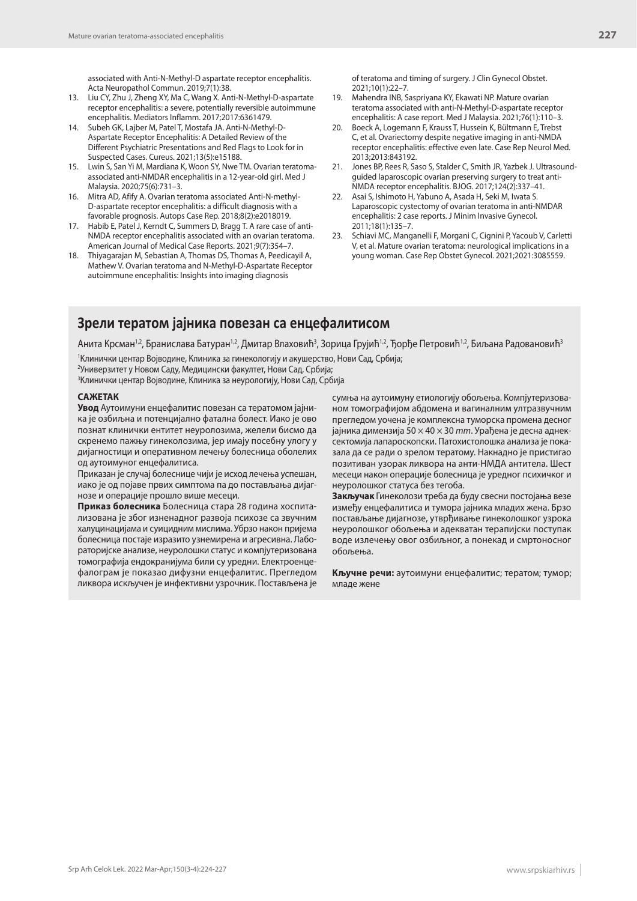associated with Anti-N-Methyl-D aspartate receptor encephalitis. Acta Neuropathol Commun. 2019;7(1):38.

13. Liu CY, Zhu J, Zheng XY, Ma C, Wang X. Anti-N-Methyl-D-aspartate receptor encephalitis: a severe, potentially reversible autoimmune encephalitis. Mediators Inflamm. 2017;2017:6361479.
14. Subeh GK, Lajber M, Patel T, Mostafa JA. Anti-N-Methyl-D-Aspartate Receptor Encephalitis: A Detailed Review of the Different Psychiatric Presentations and Red Flags to Look for in Suspected Cases. Cureus. 2021;13(5):e15188.
15. Lwin S, San Yi M, Mardiana K, Woon SY, Nwe TM. Ovarian teratoma-associated anti-NMDAR encephalitis in a 12-year-old girl. Med J Malaysia. 2020;75(6):731–3.
16. Mitra AD, Afify A. Ovarian teratoma associated Anti-N-methyl-D-aspartate receptor encephalitis: a difficult diagnosis with a favorable prognosis. Autops Case Rep. 2018;8(2):e2018019.
17. Habib E, Patel J, Kerndt C, Summers D, Bragg T. A rare case of anti-NMDA receptor encephalitis associated with an ovarian teratoma. American Journal of Medical Case Reports. 2021;9(7):354–7.
18. Thiyagarajan M, Sebastian A, Thomas DS, Thomas A, Peedicayil A, Mathew V. Ovarian teratoma and N-Methyl-D-Aspartate Receptor autoimmune encephalitis: Insights into imaging diagnosis of teratoma and timing of surgery. J Clin Gynecol Obstet. 2021;10(1):22–7.
19. Mahendra INB, Saspriyana KY, Ekawati NP. Mature ovarian teratoma associated with anti-N-Methyl-D-aspartate receptor encephalitis: A case report. Med J Malaysia. 2021;76(1):110–3.
20. Boeck A, Logemann F, Krauss T, Hussein K, Bültmann E, Trebst C, et al. Ovariectomy despite negative imaging in anti-NMDA receptor encephalitis: effective even late. Case Rep Neurol Med. 2013;2013:843192.
21. Jones BP, Rees R, Saso S, Stalder C, Smith JR, Yazbek J. Ultrasound-guided laparoscopic ovarian preserving surgery to treat anti-NMDA receptor encephalitis. BJOG. 2017;124(2):337–41.
22. Asai S, Ishimoto H, Yabuno A, Asada H, Seki M, Iwata S. Laparoscopic cystectomy of ovarian teratoma in anti-NMDAR encephalitis: 2 case reports. J Minim Invasive Gynecol. 2011;18(1):135–7.
23. Schiavi MC, Manganelli F, Morgani C, Cignini P, Yacoub V, Carletti V, et al. Mature ovarian teratoma: neurological implications in a young woman. Case Rep Obstet Gynecol. 2021;2021:3085559.

## Зрели тератом јајника повезан са енцефалитисом

Анита Крсман[1,2], Бранислава Батуран[1,2], Дмитар Влаховић[3], Зорица Грујић[1,2], Ђорђе Петровић[1,2], Биљана Радовановић[3]

[1]Клинички центар Војводине, Клиника за гинекологију и акушерство, Нови Сад, Србија;
[2]Универзитет у Новом Саду, Медицински факултет, Нови Сад, Србија;
[3]Клинички центар Војводине, Клиника за неурологију, Нови Сад, Србија

**САЖЕТАК**

**Увод** Аутоимуни енцефалитис повезан са тератомом јајника је озбиљна и потенцијално фатална болест. Иако је ово познат клинички ентитет неуролозима, желели бисмо да скренемо пажњу гинеколозима, јер имају посебну улогу у дијагностици и оперативном лечењу болесница оболелих од аутоимуног енцефалитиса.

Приказан је случај болеснице чији је исход лечења успешан, иако је од појаве првих симптома па до постављања дијагнозе и операције прошло више месеци.

**Приказ болесника** Болесница стара 28 година хоспитализована је због изненадног развоја психозе са звучним халуцинацијама и суицидним мислима. Убрзо након пријема болесница постаје изразито узнемирена и агресивна. Лабораторијске анализе, неуролошки статус и компјутеризована томографија ендокранијума били су уредни. Електроенцефалограм је показао дифузни енцефалитис. Прегледом ликвора искључен је инфективни узрочник. Постављена је сумња на аутоимуну етиологију обољења. Компјутеризованом томографијом абдомена и вагиналним ултразвучним прегледом уочена је комплексна туморска промена десног јајника димензија 50 × 40 × 30 *mm*. Урађена је десна аднексектомија лапароскопски. Патохистолошка анализа је показала да се ради о зрелом тератому. Накнадно је пристигао позитиван узорак ликвора на анти-НМДА антитела. Шест месеци након операције болесница је уредног психичког и неуролошког статуса без тегоба.

**Закључак** Гинеколози треба да буду свесни постојања везе између енцефалитиса и тумора јајника младих жена. Брзо постављање дијагнозе, утврђивање гинеколошког узрока неуролошког обољења и адекватан терапијски поступак воде излечењу овог озбиљног, а понекад и смртоносног обољења.

**Кључне речи:** аутоимуни енцефалитис; тератом; тумор; младе жене